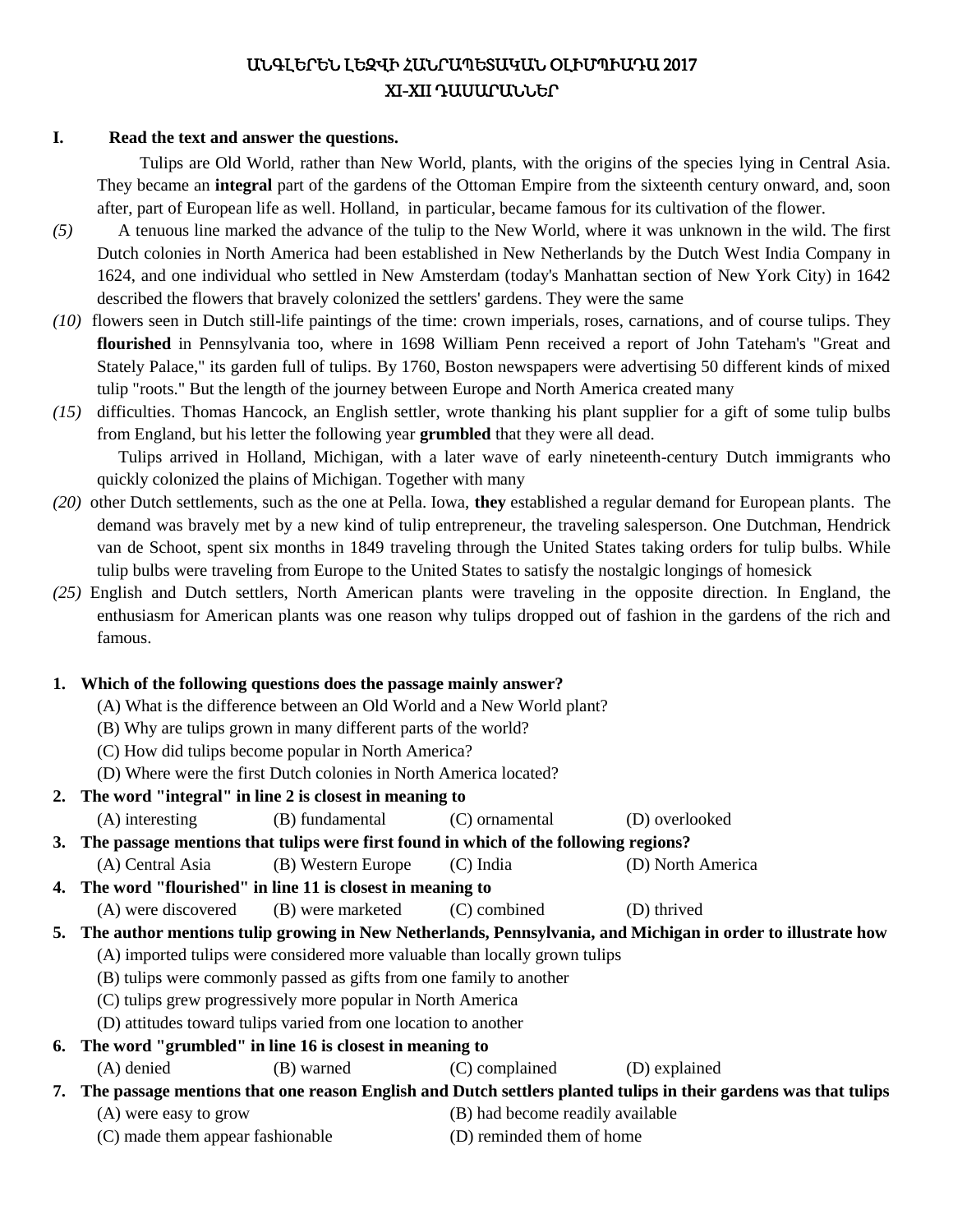# ԱՆԳԼԵՐԵՆ ԼԵԶՎԻ ՀԱՆՐԱՊԵՏԱԿԱՆ ՕԼԻՄՊԻԱԴԱ 2017
## XI-XII ԴԱՍԱՐԱՆՆԵՐ

**I. Read the text and answer the questions.**

Tulips are Old World, rather than New World, plants, with the origins of the species lying in Central Asia. They became an **integral** part of the gardens of the Ottoman Empire from the sixteenth century onward, and, soon after, part of European life as well. Holland, in particular, became famous for its cultivation of the flower.

*(5)* A tenuous line marked the advance of the tulip to the New World, where it was unknown in the wild. The first Dutch colonies in North America had been established in New Netherlands by the Dutch West India Company in 1624, and one individual who settled in New Amsterdam (today's Manhattan section of New York City) in 1642 described the flowers that bravely colonized the settlers' gardens. They were the same *(10)* flowers seen in Dutch still-life paintings of the time: crown imperials, roses, carnations, and of course tulips. They **flourished** in Pennsylvania too, where in 1698 William Penn received a report of John Tateham's "Great and Stately Palace," its garden full of tulips. By 1760, Boston newspapers were advertising 50 different kinds of mixed tulip "roots." But the length of the journey between Europe and North America created many *(15)* difficulties. Thomas Hancock, an English settler, wrote thanking his plant supplier for a gift of some tulip bulbs from England, but his letter the following year **grumbled** that they were all dead.

Tulips arrived in Holland, Michigan, with a later wave of early nineteenth-century Dutch immigrants who quickly colonized the plains of Michigan. Together with many *(20)* other Dutch settlements, such as the one at Pella. Iowa, **they** established a regular demand for European plants. The demand was bravely met by a new kind of tulip entrepreneur, the traveling salesperson. One Dutchman, Hendrick van de Schoot, spent six months in 1849 traveling through the United States taking orders for tulip bulbs. While tulip bulbs were traveling from Europe to the United States to satisfy the nostalgic longings of homesick *(25)* English and Dutch settlers, North American plants were traveling in the opposite direction. In England, the enthusiasm for American plants was one reason why tulips dropped out of fashion in the gardens of the rich and famous.

**1. Which of the following questions does the passage mainly answer?**

(A) What is the difference between an Old World and a New World plant?
(B) Why are tulips grown in many different parts of the world?
(C) How did tulips become popular in North America?
(D) Where were the first Dutch colonies in North America located?

**2. The word "integral" in line 2 is closest in meaning to**

(A) interesting (B) fundamental (C) ornamental (D) overlooked

**3. The passage mentions that tulips were first found in which of the following regions?**

(A) Central Asia (B) Western Europe (C) India (D) North America

**4. The word "flourished" in line 11 is closest in meaning to**

(A) were discovered (B) were marketed (C) combined (D) thrived

**5. The author mentions tulip growing in New Netherlands, Pennsylvania, and Michigan in order to illustrate how**

(A) imported tulips were considered more valuable than locally grown tulips
(B) tulips were commonly passed as gifts from one family to another
(C) tulips grew progressively more popular in North America
(D) attitudes toward tulips varied from one location to another

**6. The word "grumbled" in line 16 is closest in meaning to**

(A) denied (B) warned (C) complained (D) explained

**7. The passage mentions that one reason English and Dutch settlers planted tulips in their gardens was that tulips**

(A) were easy to grow (B) had become readily available
(C) made them appear fashionable (D) reminded them of home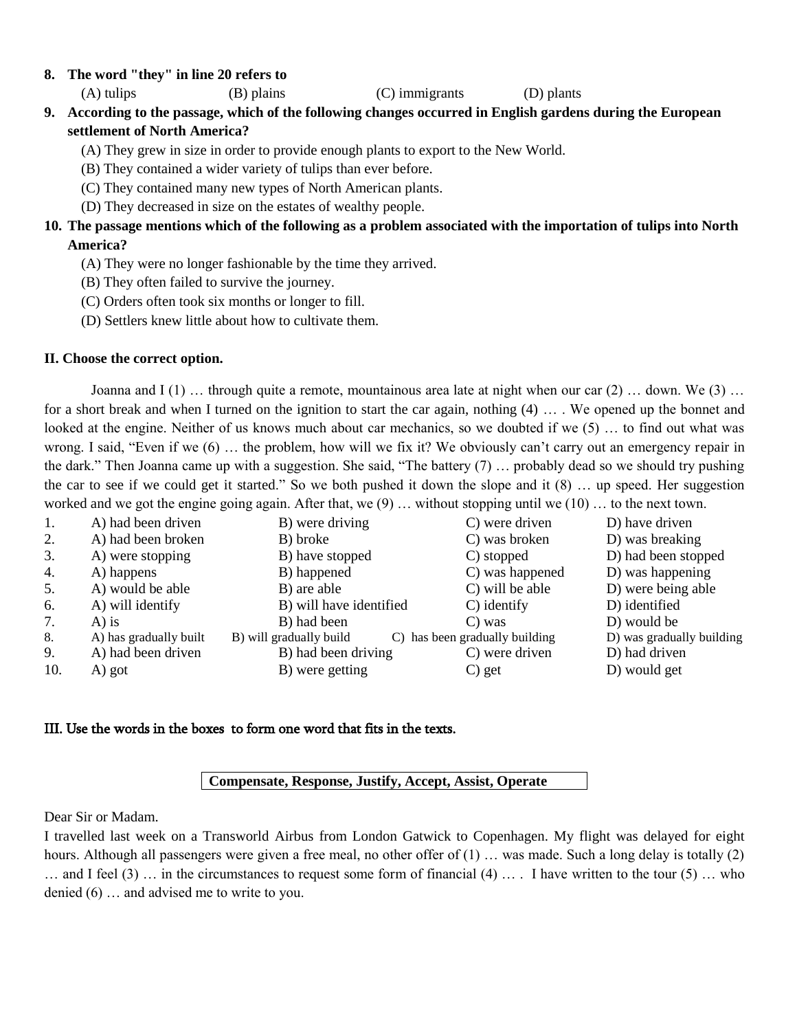**8. The word "they" in line 20 refers to**

(A) tulips (B) plains (C) immigrants (D) plants

**9. According to the passage, which of the following changes occurred in English gardens during the European settlement of North America?**

(A) They grew in size in order to provide enough plants to export to the New World.
(B) They contained a wider variety of tulips than ever before.
(C) They contained many new types of North American plants.
(D) They decreased in size on the estates of wealthy people.

**10. The passage mentions which of the following as a problem associated with the importation of tulips into North America?**

(A) They were no longer fashionable by the time they arrived.
(B) They often failed to survive the journey.
(C) Orders often took six months or longer to fill.
(D) Settlers knew little about how to cultivate them.

**II. Choose the correct option.**

Joanna and I (1) … through quite a remote, mountainous area late at night when our car (2) … down. We (3) … for a short break and when I turned on the ignition to start the car again, nothing (4) … . We opened up the bonnet and looked at the engine. Neither of us knows much about car mechanics, so we doubted if we (5) … to find out what was wrong. I said, "Even if we (6) … the problem, how will we fix it? We obviously can't carry out an emergency repair in the dark." Then Joanna came up with a suggestion. She said, "The battery (7) … probably dead so we should try pushing the car to see if we could get it started." So we both pushed it down the slope and it (8) … up speed. Her suggestion worked and we got the engine going again. After that, we (9) … without stopping until we (10) … to the next town.

| | | | | |
|---|---|---|---|---|
| 1. | A) had been driven | B) were driving | C) were driven | D) have driven |
| 2. | A) had been broken | B) broke | C) was broken | D) was breaking |
| 3. | A) were stopping | B) have stopped | C) stopped | D) had been stopped |
| 4. | A) happens | B) happened | C) was happened | D) was happening |
| 5. | A) would be able | B) are able | C) will be able | D) were being able |
| 6. | A) will identify | B) will have identified | C) identify | D) identified |
| 7. | A) is | B) had been | C) was | D) would be |
| 8. | A) has gradually built | B) will gradually build | C) has been gradually building | D) was gradually building |
| 9. | A) had been driven | B) had been driving | C) were driven | D) had driven |
| 10. | A) got | B) were getting | C) get | D) would get |

**III. Use the words in the boxes to form one word that fits in the texts.**

**Compensate, Response, Justify, Accept, Assist, Operate**

Dear Sir or Madam.

I travelled last week on a Transworld Airbus from London Gatwick to Copenhagen. My flight was delayed for eight hours. Although all passengers were given a free meal, no other offer of (1) … was made. Such a long delay is totally (2) … and I feel (3) … in the circumstances to request some form of financial (4) … . I have written to the tour (5) … who denied (6) … and advised me to write to you.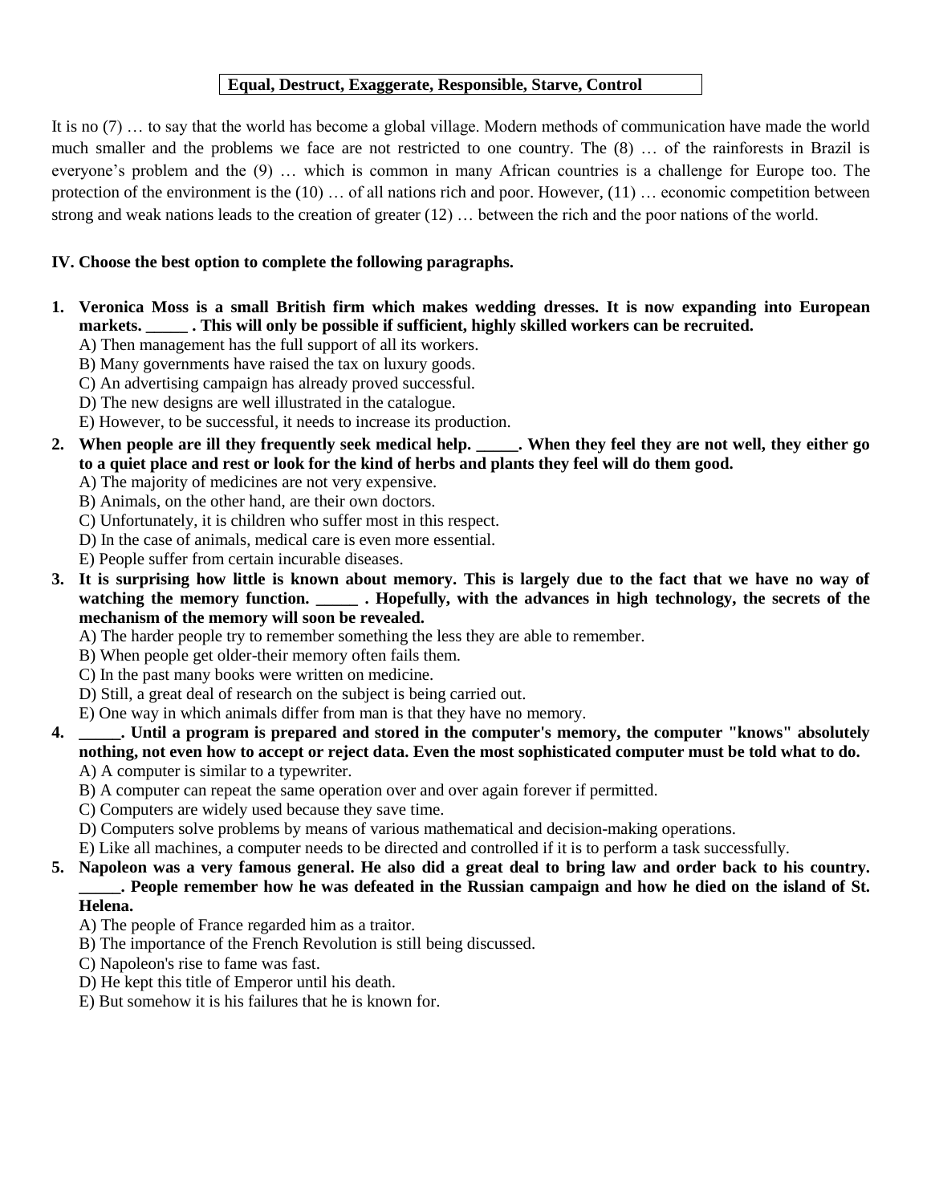| Equal, Destruct, Exaggerate, Responsible, Starve, Control |
|---|

It is no (7) … to say that the world has become a global village. Modern methods of communication have made the world much smaller and the problems we face are not restricted to one country. The (8) … of the rainforests in Brazil is everyone's problem and the (9) … which is common in many African countries is a challenge for Europe too. The protection of the environment is the (10) … of all nations rich and poor. However, (11) … economic competition between strong and weak nations leads to the creation of greater (12) … between the rich and the poor nations of the world.

**IV. Choose the best option to complete the following paragraphs.**

1. **Veronica Moss is a small British firm which makes wedding dresses. It is now expanding into European markets. _____ . This will only be possible if sufficient, highly skilled workers can be recruited.**
   A) Then management has the full support of all its workers.
   B) Many governments have raised the tax on luxury goods.
   C) An advertising campaign has already proved successful.
   D) The new designs are well illustrated in the catalogue.
   E) However, to be successful, it needs to increase its production.
2. **When people are ill they frequently seek medical help. _____. When they feel they are not well, they either go to a quiet place and rest or look for the kind of herbs and plants they feel will do them good.**
   A) The majority of medicines are not very expensive.
   B) Animals, on the other hand, are their own doctors.
   C) Unfortunately, it is children who suffer most in this respect.
   D) In the case of animals, medical care is even more essential.
   E) People suffer from certain incurable diseases.
3. **It is surprising how little is known about memory. This is largely due to the fact that we have no way of watching the memory function. _____ . Hopefully, with the advances in high technology, the secrets of the mechanism of the memory will soon be revealed.**
   A) The harder people try to remember something the less they are able to remember.
   B) When people get older-their memory often fails them.
   C) In the past many books were written on medicine.
   D) Still, a great deal of research on the subject is being carried out.
   E) One way in which animals differ from man is that they have no memory.
4. **_____. Until a program is prepared and stored in the computer's memory, the computer "knows" absolutely nothing, not even how to accept or reject data. Even the most sophisticated computer must be told what to do.**
   A) A computer is similar to a typewriter.
   B) A computer can repeat the same operation over and over again forever if permitted.
   C) Computers are widely used because they save time.
   D) Computers solve problems by means of various mathematical and decision-making operations.
   E) Like all machines, a computer needs to be directed and controlled if it is to perform a task successfully.
5. **Napoleon was a very famous general. He also did a great deal to bring law and order back to his country. _____. People remember how he was defeated in the Russian campaign and how he died on the island of St. Helena.**
   A) The people of France regarded him as a traitor.
   B) The importance of the French Revolution is still being discussed.
   C) Napoleon's rise to fame was fast.
   D) He kept this title of Emperor until his death.
   E) But somehow it is his failures that he is known for.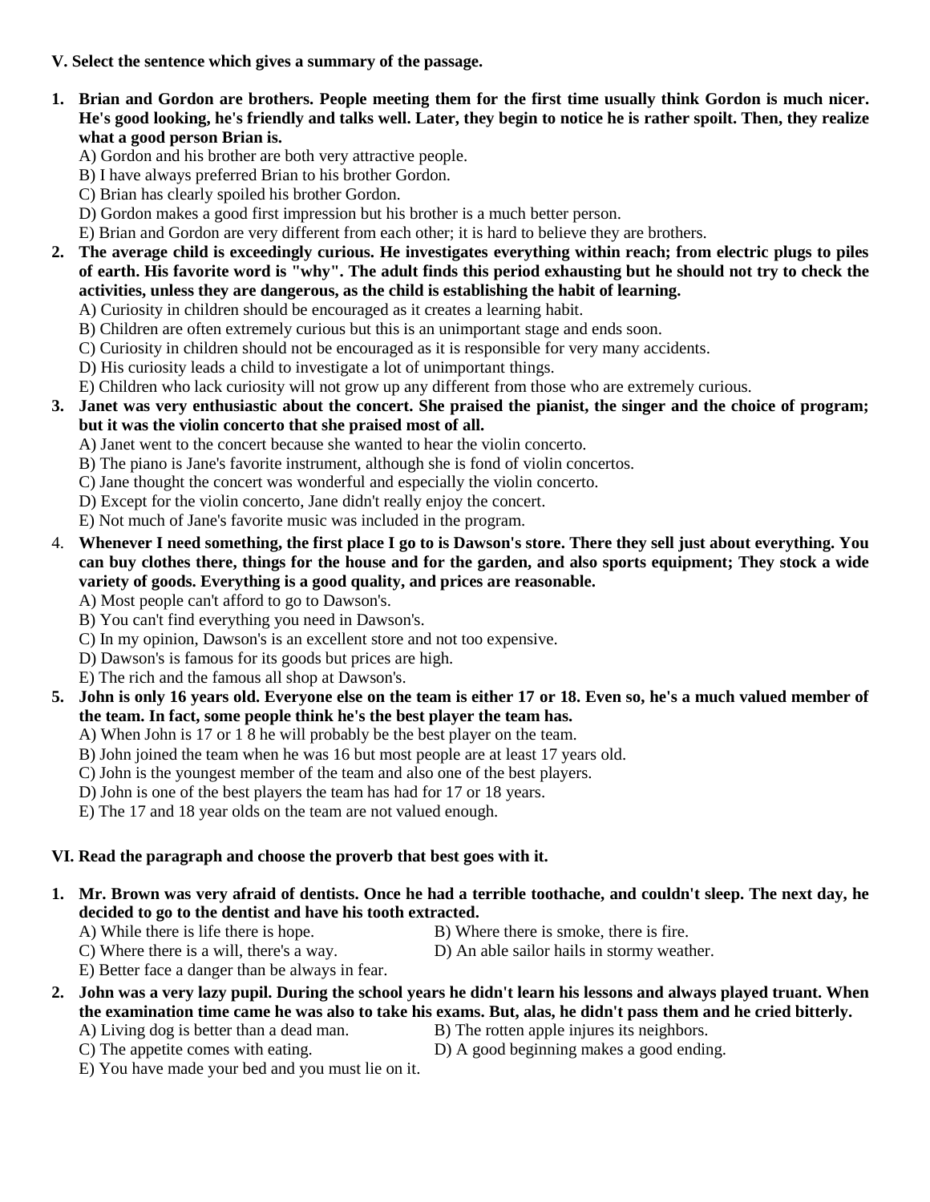**V. Select the sentence which gives a summary of the passage.**

1. **Brian and Gordon are brothers. People meeting them for the first time usually think Gordon is much nicer. He's good looking, he's friendly and talks well. Later, they begin to notice he is rather spoilt. Then, they realize what a good person Brian is.**
   A) Gordon and his brother are both very attractive people.
   B) I have always preferred Brian to his brother Gordon.
   C) Brian has clearly spoiled his brother Gordon.
   D) Gordon makes a good first impression but his brother is a much better person.
   E) Brian and Gordon are very different from each other; it is hard to believe they are brothers.
2. **The average child is exceedingly curious. He investigates everything within reach; from electric plugs to piles of earth. His favorite word is "why". The adult finds this period exhausting but he should not try to check the activities, unless they are dangerous, as the child is establishing the habit of learning.**
   A) Curiosity in children should be encouraged as it creates a learning habit.
   B) Children are often extremely curious but this is an unimportant stage and ends soon.
   C) Curiosity in children should not be encouraged as it is responsible for very many accidents.
   D) His curiosity leads a child to investigate a lot of unimportant things.
   E) Children who lack curiosity will not grow up any different from those who are extremely curious.
3. **Janet was very enthusiastic about the concert. She praised the pianist, the singer and the choice of program; but it was the violin concerto that she praised most of all.**
   A) Janet went to the concert because she wanted to hear the violin concerto.
   B) The piano is Jane's favorite instrument, although she is fond of violin concertos.
   C) Jane thought the concert was wonderful and especially the violin concerto.
   D) Except for the violin concerto, Jane didn't really enjoy the concert.
   E) Not much of Jane's favorite music was included in the program.
4. **Whenever I need something, the first place I go to is Dawson's store. There they sell just about everything. You can buy clothes there, things for the house and for the garden, and also sports equipment; They stock a wide variety of goods. Everything is a good quality, and prices are reasonable.**
   A) Most people can't afford to go to Dawson's.
   B) You can't find everything you need in Dawson's.
   C) In my opinion, Dawson's is an excellent store and not too expensive.
   D) Dawson's is famous for its goods but prices are high.
   E) The rich and the famous all shop at Dawson's.
5. **John is only 16 years old. Everyone else on the team is either 17 or 18. Even so, he's a much valued member of the team. In fact, some people think he's the best player the team has.**
   A) When John is 17 or 1 8 he will probably be the best player on the team.
   B) John joined the team when he was 16 but most people are at least 17 years old.
   C) John is the youngest member of the team and also one of the best players.
   D) John is one of the best players the team has had for 17 or 18 years.
   E) The 17 and 18 year olds on the team are not valued enough.

**VI. Read the paragraph and choose the proverb that best goes with it.**

1. **Mr. Brown was very afraid of dentists. Once he had a terrible toothache, and couldn't sleep. The next day, he decided to go to the dentist and have his tooth extracted.**
   A) While there is life there is hope.
   B) Where there is smoke, there is fire.
   C) Where there is a will, there's a way.
   D) An able sailor hails in stormy weather.
   E) Better face a danger than be always in fear.
2. **John was a very lazy pupil. During the school years he didn't learn his lessons and always played truant. When the examination time came he was also to take his exams. But, alas, he didn't pass them and he cried bitterly.**
   A) Living dog is better than a dead man.
   B) The rotten apple injures its neighbors.
   C) The appetite comes with eating.
   D) A good beginning makes a good ending.
   E) You have made your bed and you must lie on it.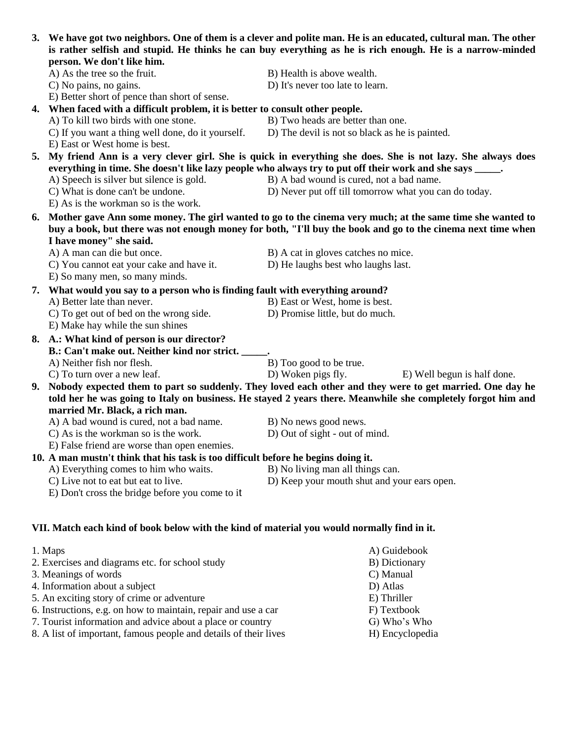**3. We have got two neighbors. One of them is a clever and polite man. He is an educated, cultural man. The other is rather selfish and stupid. He thinks he can buy everything as he is rich enough. He is a narrow-minded person. We don't like him.**

A) As the tree so the fruit.
B) Health is above wealth.
C) No pains, no gains.
D) It's never too late to learn.
E) Better short of pence than short of sense.

**4. When faced with a difficult problem, it is better to consult other people.**

A) To kill two birds with one stone.
B) Two heads are better than one.
C) If you want a thing well done, do it yourself.
D) The devil is not so black as he is painted.
E) East or West home is best.

**5. My friend Ann is a very clever girl. She is quick in everything she does. She is not lazy. She always does everything in time. She doesn't like lazy people who always try to put off their work and she says _____.**

A) Speech is silver but silence is gold.
B) A bad wound is cured, not a bad name.
C) What is done can't be undone.
D) Never put off till tomorrow what you can do today.
E) As is the workman so is the work.

**6. Mother gave Ann some money. The girl wanted to go to the cinema very much; at the same time she wanted to buy a book, but there was not enough money for both, "I'll buy the book and go to the cinema next time when I have money" she said.**

A) A man can die but once.
B) A cat in gloves catches no mice.
C) You cannot eat your cake and have it.
D) He laughs best who laughs last.
E) So many men, so many minds.

**7. What would you say to a person who is finding fault with everything around?**

A) Better late than never.
B) East or West, home is best.
C) To get out of bed on the wrong side.
D) Promise little, but do much.
E) Make hay while the sun shines

**8. A.: What kind of person is our director?**
**B.: Can't make out. Neither kind nor strict. _____.**

A) Neither fish nor flesh.
B) Too good to be true.
C) To turn over a new leaf.
D) Woken pigs fly.
E) Well begun is half done.

**9. Nobody expected them to part so suddenly. They loved each other and they were to get married. One day he told her he was going to Italy on business. He stayed 2 years there. Meanwhile she completely forgot him and married Mr. Black, a rich man.**

A) A bad wound is cured, not a bad name.
B) No news good news.
C) As is the workman so is the work.
D) Out of sight - out of mind.
E) False friend are worse than open enemies.

**10. A man mustn't think that his task is too difficult before he begins doing it.**

A) Everything comes to him who waits.
B) No living man all things can.
C) Live not to eat but eat to live.
D) Keep your mouth shut and your ears open.
E) Don't cross the bridge before you come to it

**VII. Match each kind of book below with the kind of material you would normally find in it.**

| | |
|---|---|
| 1. Maps | A) Guidebook |
| 2. Exercises and diagrams etc. for school study | B) Dictionary |
| 3. Meanings of words | C) Manual |
| 4. Information about a subject | D) Atlas |
| 5. An exciting story of crime or adventure | E) Thriller |
| 6. Instructions, e.g. on how to maintain, repair and use a car | F) Textbook |
| 7. Tourist information and advice about a place or country | G) Who's Who |
| 8. A list of important, famous people and details of their lives | H) Encyclopedia |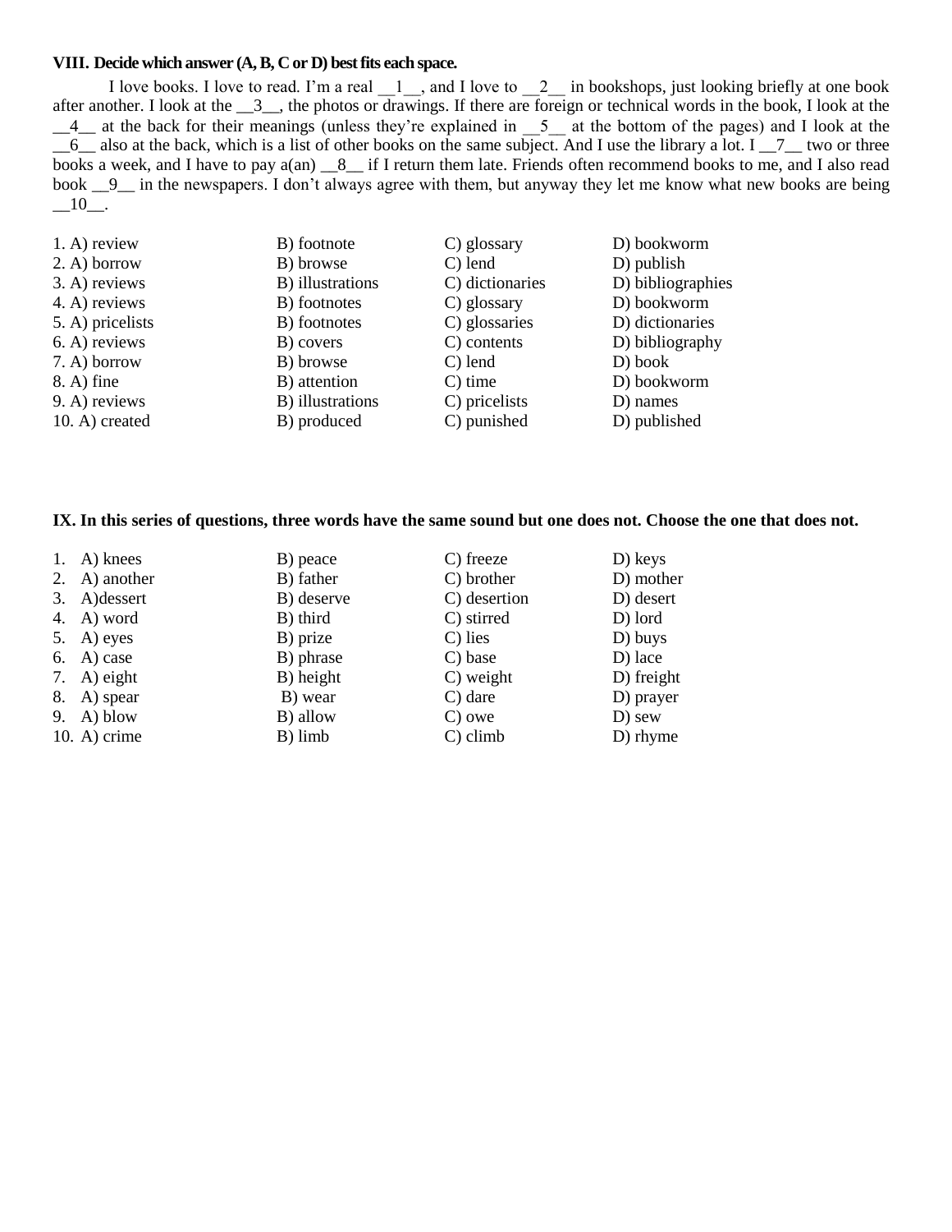**VIII. Decide which answer (A, B, C or D) best fits each space.**

I love books. I love to read. I'm a real __1__, and I love to __2__ in bookshops, just looking briefly at one book after another. I look at the __3__, the photos or drawings. If there are foreign or technical words in the book, I look at the __4__ at the back for their meanings (unless they're explained in __5__ at the bottom of the pages) and I look at the __6__ also at the back, which is a list of other books on the same subject. And I use the library a lot. I __7__ two or three books a week, and I have to pay a(an) __8__ if I return them late. Friends often recommend books to me, and I also read book __9__ in the newspapers. I don't always agree with them, but anyway they let me know what new books are being __10__.

| | | | |
|---|---|---|---|
| 1. A) review | B) footnote | C) glossary | D) bookworm |
| 2. A) borrow | B) browse | C) lend | D) publish |
| 3. A) reviews | B) illustrations | C) dictionaries | D) bibliographies |
| 4. A) reviews | B) footnotes | C) glossary | D) bookworm |
| 5. A) pricelists | B) footnotes | C) glossaries | D) dictionaries |
| 6. A) reviews | B) covers | C) contents | D) bibliography |
| 7. A) borrow | B) browse | C) lend | D) book |
| 8. A) fine | B) attention | C) time | D) bookworm |
| 9. A) reviews | B) illustrations | C) pricelists | D) names |
| 10. A) created | B) produced | C) punished | D) published |

**IX. In this series of questions, three words have the same sound but one does not. Choose the one that does not.**

| | | | |
|---|---|---|---|
| 1. A) knees | B) peace | C) freeze | D) keys |
| 2. A) another | B) father | C) brother | D) mother |
| 3. A)dessert | B) deserve | C) desertion | D) desert |
| 4. A) word | B) third | C) stirred | D) lord |
| 5. A) eyes | B) prize | C) lies | D) buys |
| 6. A) case | B) phrase | C) base | D) lace |
| 7. A) eight | B) height | C) weight | D) freight |
| 8. A) spear | B) wear | C) dare | D) prayer |
| 9. A) blow | B) allow | C) owe | D) sew |
| 10. A) crime | B) limb | C) climb | D) rhyme |